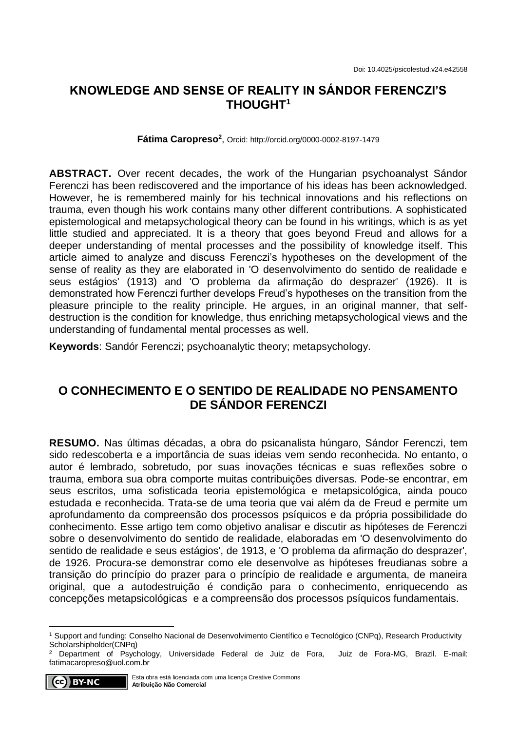Doi: 10.4025/psicolestud.v24.e42558

# KNOWLEDGE AND SENSE OF REALITY IN SÁNDOR FERENCZI'S THOUGHT[1]

**Fátima Caropreso[2]**, Orcid: http://orcid.org/0000-0002-8197-1479

**ABSTRACT.** Over recent decades, the work of the Hungarian psychoanalyst Sándor Ferenczi has been rediscovered and the importance of his ideas has been acknowledged. However, he is remembered mainly for his technical innovations and his reflections on trauma, even though his work contains many other different contributions. A sophisticated epistemological and metapsychological theory can be found in his writings, which is as yet little studied and appreciated. It is a theory that goes beyond Freud and allows for a deeper understanding of mental processes and the possibility of knowledge itself. This article aimed to analyze and discuss Ferenczi's hypotheses on the development of the sense of reality as they are elaborated in 'O desenvolvimento do sentido de realidade e seus estágios' (1913) and 'O problema da afirmação do desprazer' (1926). It is demonstrated how Ferenczi further develops Freud's hypotheses on the transition from the pleasure principle to the reality principle. He argues, in an original manner, that self-destruction is the condition for knowledge, thus enriching metapsychological views and the understanding of fundamental mental processes as well.

**Keywords**: Sandór Ferenczi; psychoanalytic theory; metapsychology.

# O CONHECIMENTO E O SENTIDO DE REALIDADE NO PENSAMENTO DE SÁNDOR FERENCZI

**RESUMO.** Nas últimas décadas, a obra do psicanalista húngaro, Sándor Ferenczi, tem sido redescoberta e a importância de suas ideias vem sendo reconhecida. No entanto, o autor é lembrado, sobretudo, por suas inovações técnicas e suas reflexões sobre o trauma, embora sua obra comporte muitas contribuições diversas. Pode-se encontrar, em seus escritos, uma sofisticada teoria epistemológica e metapsicológica, ainda pouco estudada e reconhecida. Trata-se de uma teoria que vai além da de Freud e permite um aprofundamento da compreensão dos processos psíquicos e da própria possibilidade do conhecimento. Esse artigo tem como objetivo analisar e discutir as hipóteses de Ferenczi sobre o desenvolvimento do sentido de realidade, elaboradas em 'O desenvolvimento do sentido de realidade e seus estágios', de 1913, e 'O problema da afirmação do desprazer', de 1926. Procura-se demonstrar como ele desenvolve as hipóteses freudianas sobre a transição do princípio do prazer para o princípio de realidade e argumenta, de maneira original, que a autodestruição é condição para o conhecimento, enriquecendo as concepções metapsicológicas e a compreensão dos processos psíquicos fundamentais.

---

[1] Support and funding: Conselho Nacional de Desenvolvimento Científico e Tecnológico (CNPq), Research Productivity Scholarshipholder(CNPq)

[2] Department of Psychology, Universidade Federal de Juiz de Fora, Juiz de Fora-MG, Brazil. E-mail: fatimacaropreso@uol.com.br

Esta obra está licenciada com uma licença Creative Commons **Atribuição Não Comercial**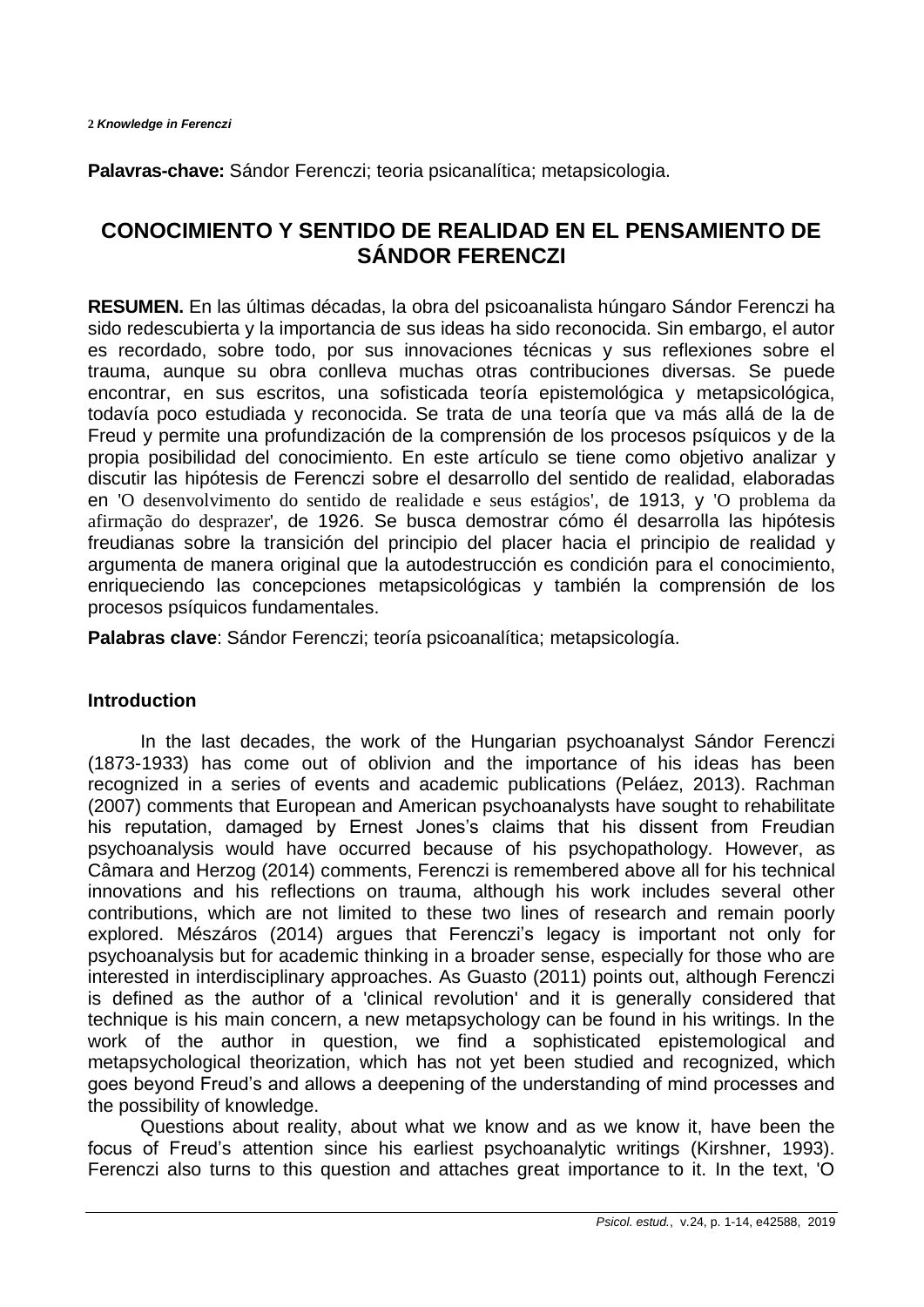**Palavras-chave:** Sándor Ferenczi; teoria psicanalítica; metapsicologia.

## CONOCIMIENTO Y SENTIDO DE REALIDAD EN EL PENSAMIENTO DE SÁNDOR FERENCZI

**RESUMEN.** En las últimas décadas, la obra del psicoanalista húngaro Sándor Ferenczi ha sido redescubierta y la importancia de sus ideas ha sido reconocida. Sin embargo, el autor es recordado, sobre todo, por sus innovaciones técnicas y sus reflexiones sobre el trauma, aunque su obra conlleva muchas otras contribuciones diversas. Se puede encontrar, en sus escritos, una sofisticada teoría epistemológica y metapsicológica, todavía poco estudiada y reconocida. Se trata de una teoría que va más allá de la de Freud y permite una profundización de la comprensión de los procesos psíquicos y de la propia posibilidad del conocimiento. En este artículo se tiene como objetivo analizar y discutir las hipótesis de Ferenczi sobre el desarrollo del sentido de realidad, elaboradas en 'O desenvolvimento do sentido de realidade e seus estágios', de 1913, y 'O problema da afirmação do desprazer', de 1926. Se busca demostrar cómo él desarrolla las hipótesis freudianas sobre la transición del principio del placer hacia el principio de realidad y argumenta de manera original que la autodestrucción es condición para el conocimiento, enriqueciendo las concepciones metapsicológicas y también la comprensión de los procesos psíquicos fundamentales.

**Palabras clave**: Sándor Ferenczi; teoría psicoanalítica; metapsicología.

### Introduction

In the last decades, the work of the Hungarian psychoanalyst Sándor Ferenczi (1873-1933) has come out of oblivion and the importance of his ideas has been recognized in a series of events and academic publications (Peláez, 2013). Rachman (2007) comments that European and American psychoanalysts have sought to rehabilitate his reputation, damaged by Ernest Jones's claims that his dissent from Freudian psychoanalysis would have occurred because of his psychopathology. However, as Câmara and Herzog (2014) comments, Ferenczi is remembered above all for his technical innovations and his reflections on trauma, although his work includes several other contributions, which are not limited to these two lines of research and remain poorly explored. Mészáros (2014) argues that Ferenczi's legacy is important not only for psychoanalysis but for academic thinking in a broader sense, especially for those who are interested in interdisciplinary approaches. As Guasto (2011) points out, although Ferenczi is defined as the author of a 'clinical revolution' and it is generally considered that technique is his main concern, a new metapsychology can be found in his writings. In the work of the author in question, we find a sophisticated epistemological and metapsychological theorization, which has not yet been studied and recognized, which goes beyond Freud's and allows a deepening of the understanding of mind processes and the possibility of knowledge.

Questions about reality, about what we know and as we know it, have been the focus of Freud's attention since his earliest psychoanalytic writings (Kirshner, 1993). Ferenczi also turns to this question and attaches great importance to it. In the text, 'O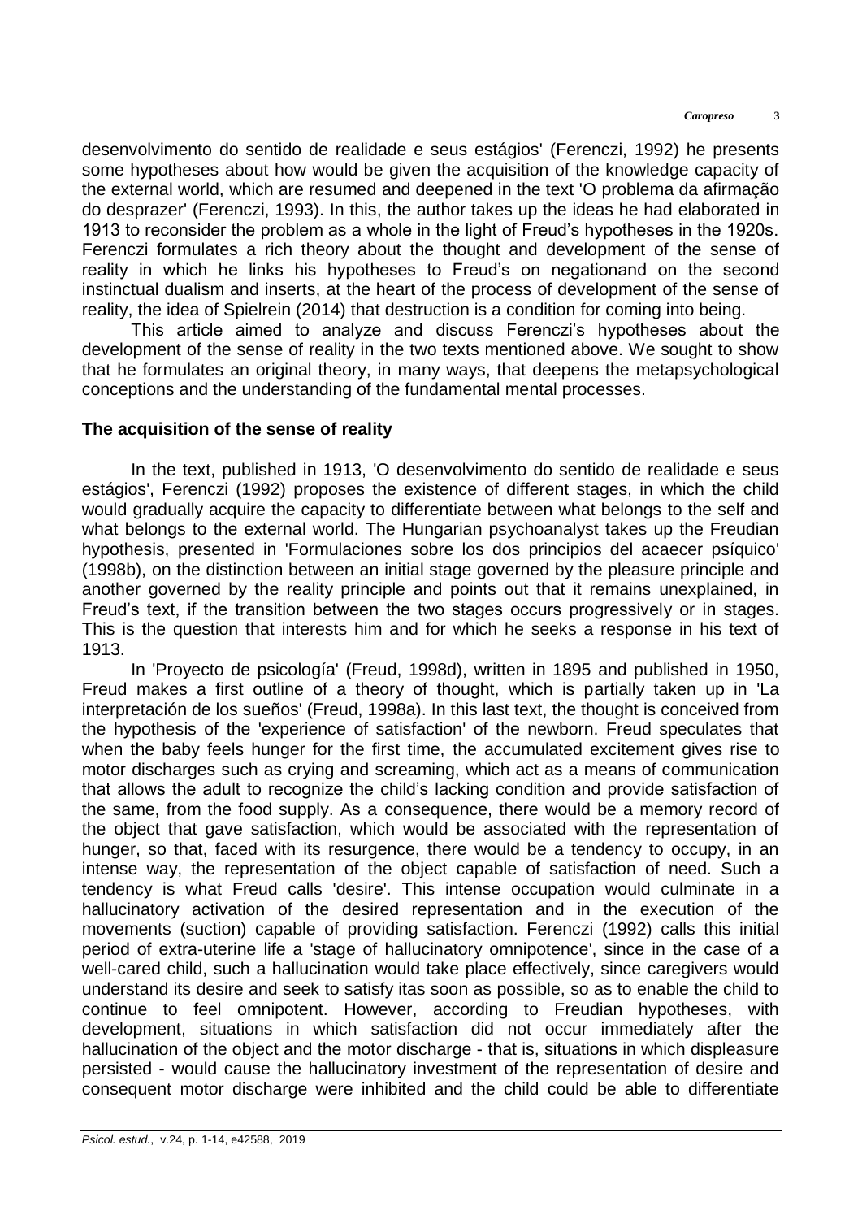desenvolvimento do sentido de realidade e seus estágios' (Ferenczi, 1992) he presents some hypotheses about how would be given the acquisition of the knowledge capacity of the external world, which are resumed and deepened in the text 'O problema da afirmação do desprazer' (Ferenczi, 1993). In this, the author takes up the ideas he had elaborated in 1913 to reconsider the problem as a whole in the light of Freud's hypotheses in the 1920s. Ferenczi formulates a rich theory about the thought and development of the sense of reality in which he links his hypotheses to Freud's on negationand on the second instinctual dualism and inserts, at the heart of the process of development of the sense of reality, the idea of Spielrein (2014) that destruction is a condition for coming into being.

This article aimed to analyze and discuss Ferenczi's hypotheses about the development of the sense of reality in the two texts mentioned above. We sought to show that he formulates an original theory, in many ways, that deepens the metapsychological conceptions and the understanding of the fundamental mental processes.

## The acquisition of the sense of reality

In the text, published in 1913, 'O desenvolvimento do sentido de realidade e seus estágios', Ferenczi (1992) proposes the existence of different stages, in which the child would gradually acquire the capacity to differentiate between what belongs to the self and what belongs to the external world. The Hungarian psychoanalyst takes up the Freudian hypothesis, presented in 'Formulaciones sobre los dos principios del acaecer psíquico' (1998b), on the distinction between an initial stage governed by the pleasure principle and another governed by the reality principle and points out that it remains unexplained, in Freud's text, if the transition between the two stages occurs progressively or in stages. This is the question that interests him and for which he seeks a response in his text of 1913.

In 'Proyecto de psicología' (Freud, 1998d), written in 1895 and published in 1950, Freud makes a first outline of a theory of thought, which is partially taken up in 'La interpretación de los sueños' (Freud, 1998a). In this last text, the thought is conceived from the hypothesis of the 'experience of satisfaction' of the newborn. Freud speculates that when the baby feels hunger for the first time, the accumulated excitement gives rise to motor discharges such as crying and screaming, which act as a means of communication that allows the adult to recognize the child's lacking condition and provide satisfaction of the same, from the food supply. As a consequence, there would be a memory record of the object that gave satisfaction, which would be associated with the representation of hunger, so that, faced with its resurgence, there would be a tendency to occupy, in an intense way, the representation of the object capable of satisfaction of need. Such a tendency is what Freud calls 'desire'. This intense occupation would culminate in a hallucinatory activation of the desired representation and in the execution of the movements (suction) capable of providing satisfaction. Ferenczi (1992) calls this initial period of extra-uterine life a 'stage of hallucinatory omnipotence', since in the case of a well-cared child, such a hallucination would take place effectively, since caregivers would understand its desire and seek to satisfy itas soon as possible, so as to enable the child to continue to feel omnipotent. However, according to Freudian hypotheses, with development, situations in which satisfaction did not occur immediately after the hallucination of the object and the motor discharge - that is, situations in which displeasure persisted - would cause the hallucinatory investment of the representation of desire and consequent motor discharge were inhibited and the child could be able to differentiate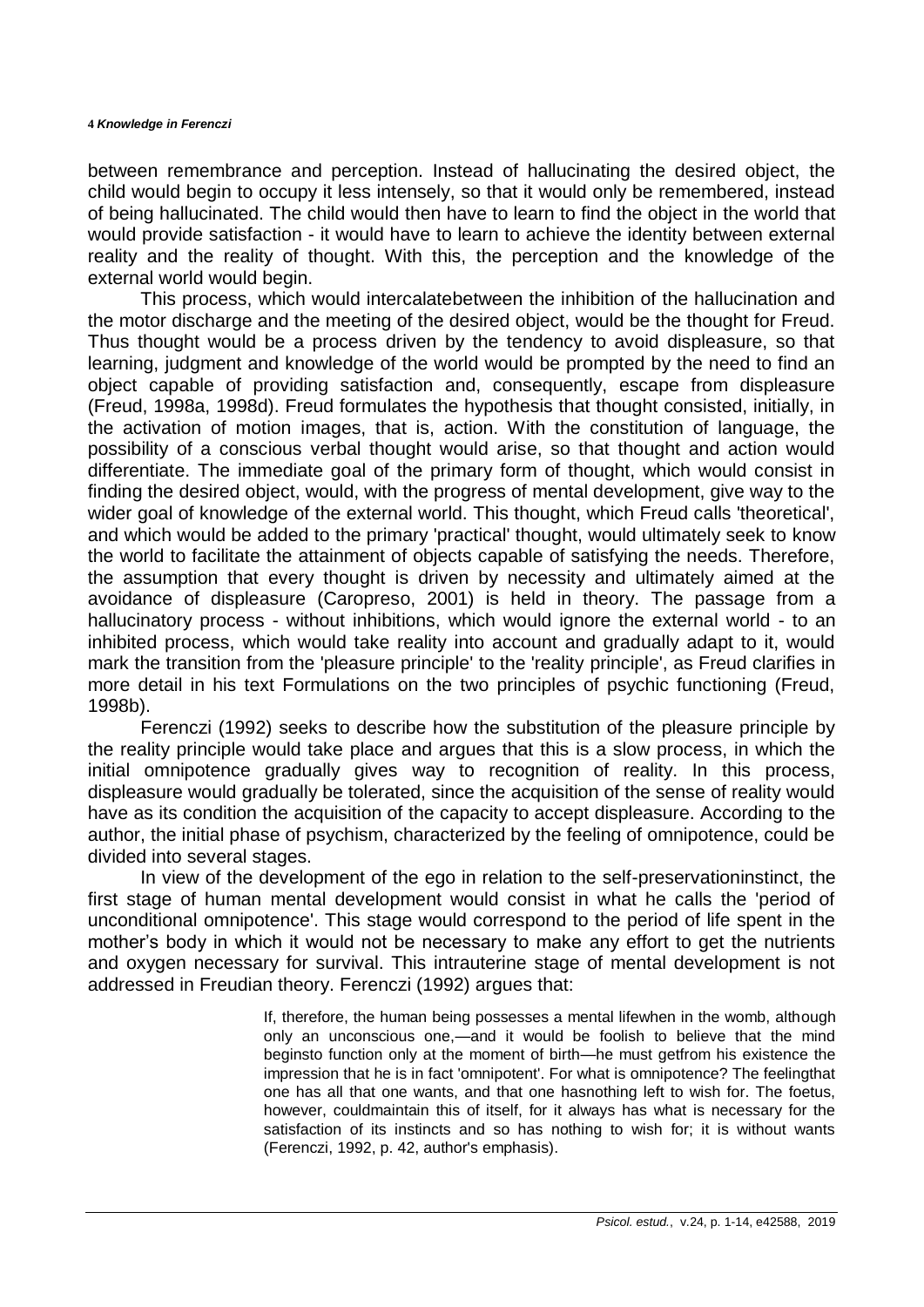between remembrance and perception. Instead of hallucinating the desired object, the child would begin to occupy it less intensely, so that it would only be remembered, instead of being hallucinated. The child would then have to learn to find the object in the world that would provide satisfaction - it would have to learn to achieve the identity between external reality and the reality of thought. With this, the perception and the knowledge of the external world would begin.

This process, which would intercalatebetween the inhibition of the hallucination and the motor discharge and the meeting of the desired object, would be the thought for Freud. Thus thought would be a process driven by the tendency to avoid displeasure, so that learning, judgment and knowledge of the world would be prompted by the need to find an object capable of providing satisfaction and, consequently, escape from displeasure (Freud, 1998a, 1998d). Freud formulates the hypothesis that thought consisted, initially, in the activation of motion images, that is, action. With the constitution of language, the possibility of a conscious verbal thought would arise, so that thought and action would differentiate. The immediate goal of the primary form of thought, which would consist in finding the desired object, would, with the progress of mental development, give way to the wider goal of knowledge of the external world. This thought, which Freud calls 'theoretical', and which would be added to the primary 'practical' thought, would ultimately seek to know the world to facilitate the attainment of objects capable of satisfying the needs. Therefore, the assumption that every thought is driven by necessity and ultimately aimed at the avoidance of displeasure (Caropreso, 2001) is held in theory. The passage from a hallucinatory process - without inhibitions, which would ignore the external world - to an inhibited process, which would take reality into account and gradually adapt to it, would mark the transition from the 'pleasure principle' to the 'reality principle', as Freud clarifies in more detail in his text Formulations on the two principles of psychic functioning (Freud, 1998b).

Ferenczi (1992) seeks to describe how the substitution of the pleasure principle by the reality principle would take place and argues that this is a slow process, in which the initial omnipotence gradually gives way to recognition of reality. In this process, displeasure would gradually be tolerated, since the acquisition of the sense of reality would have as its condition the acquisition of the capacity to accept displeasure. According to the author, the initial phase of psychism, characterized by the feeling of omnipotence, could be divided into several stages.

In view of the development of the ego in relation to the self-preservationinstinct, the first stage of human mental development would consist in what he calls the 'period of unconditional omnipotence'. This stage would correspond to the period of life spent in the mother's body in which it would not be necessary to make any effort to get the nutrients and oxygen necessary for survival. This intrauterine stage of mental development is not addressed in Freudian theory. Ferenczi (1992) argues that:

> If, therefore, the human being possesses a mental lifewhen in the womb, although only an unconscious one,—and it would be foolish to believe that the mind beginsto function only at the moment of birth—he must getfrom his existence the impression that he is in fact 'omnipotent'. For what is omnipotence? The feelingthat one has all that one wants, and that one hasnothing left to wish for. The foetus, however, couldmaintain this of itself, for it always has what is necessary for the satisfaction of its instincts and so has nothing to wish for; it is without wants (Ferenczi, 1992, p. 42, author's emphasis).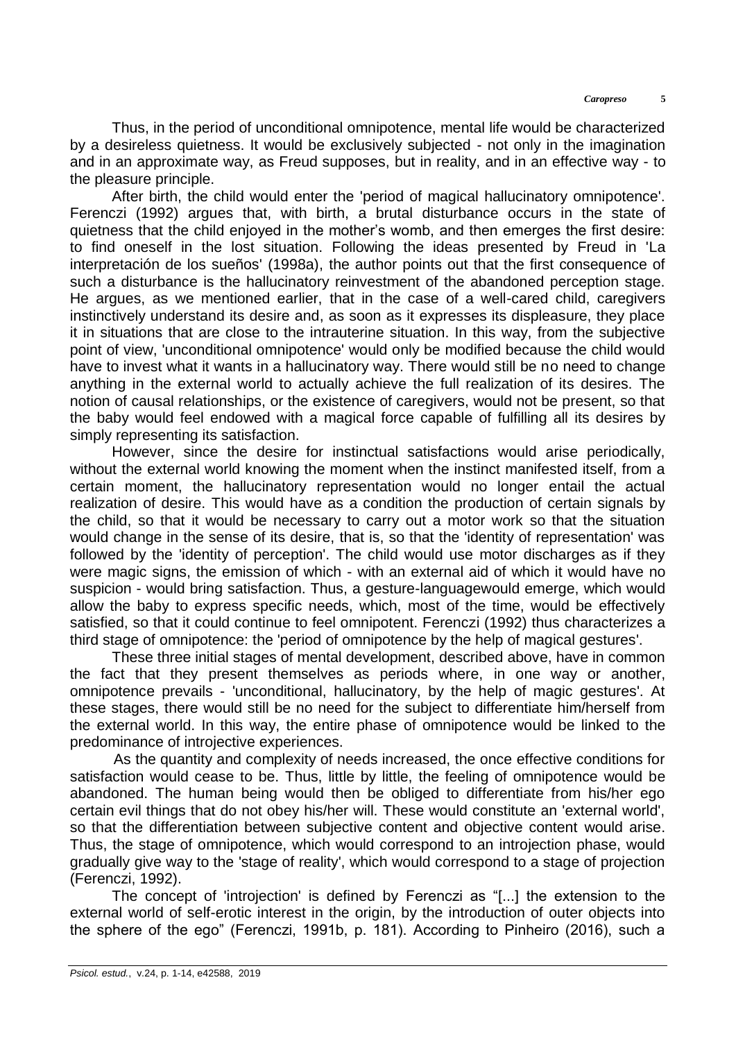Thus, in the period of unconditional omnipotence, mental life would be characterized by a desireless quietness. It would be exclusively subjected - not only in the imagination and in an approximate way, as Freud supposes, but in reality, and in an effective way - to the pleasure principle.

After birth, the child would enter the 'period of magical hallucinatory omnipotence'. Ferenczi (1992) argues that, with birth, a brutal disturbance occurs in the state of quietness that the child enjoyed in the mother's womb, and then emerges the first desire: to find oneself in the lost situation. Following the ideas presented by Freud in 'La interpretación de los sueños' (1998a), the author points out that the first consequence of such a disturbance is the hallucinatory reinvestment of the abandoned perception stage. He argues, as we mentioned earlier, that in the case of a well-cared child, caregivers instinctively understand its desire and, as soon as it expresses its displeasure, they place it in situations that are close to the intrauterine situation. In this way, from the subjective point of view, 'unconditional omnipotence' would only be modified because the child would have to invest what it wants in a hallucinatory way. There would still be no need to change anything in the external world to actually achieve the full realization of its desires. The notion of causal relationships, or the existence of caregivers, would not be present, so that the baby would feel endowed with a magical force capable of fulfilling all its desires by simply representing its satisfaction.

However, since the desire for instinctual satisfactions would arise periodically, without the external world knowing the moment when the instinct manifested itself, from a certain moment, the hallucinatory representation would no longer entail the actual realization of desire. This would have as a condition the production of certain signals by the child, so that it would be necessary to carry out a motor work so that the situation would change in the sense of its desire, that is, so that the 'identity of representation' was followed by the 'identity of perception'. The child would use motor discharges as if they were magic signs, the emission of which - with an external aid of which it would have no suspicion - would bring satisfaction. Thus, a gesture-languagewould emerge, which would allow the baby to express specific needs, which, most of the time, would be effectively satisfied, so that it could continue to feel omnipotent. Ferenczi (1992) thus characterizes a third stage of omnipotence: the 'period of omnipotence by the help of magical gestures'.

These three initial stages of mental development, described above, have in common the fact that they present themselves as periods where, in one way or another, omnipotence prevails - 'unconditional, hallucinatory, by the help of magic gestures'. At these stages, there would still be no need for the subject to differentiate him/herself from the external world. In this way, the entire phase of omnipotence would be linked to the predominance of introjective experiences.

As the quantity and complexity of needs increased, the once effective conditions for satisfaction would cease to be. Thus, little by little, the feeling of omnipotence would be abandoned. The human being would then be obliged to differentiate from his/her ego certain evil things that do not obey his/her will. These would constitute an 'external world', so that the differentiation between subjective content and objective content would arise. Thus, the stage of omnipotence, which would correspond to an introjection phase, would gradually give way to the 'stage of reality', which would correspond to a stage of projection (Ferenczi, 1992).

The concept of 'introjection' is defined by Ferenczi as "[...] the extension to the external world of self-erotic interest in the origin, by the introduction of outer objects into the sphere of the ego" (Ferenczi, 1991b, p. 181). According to Pinheiro (2016), such a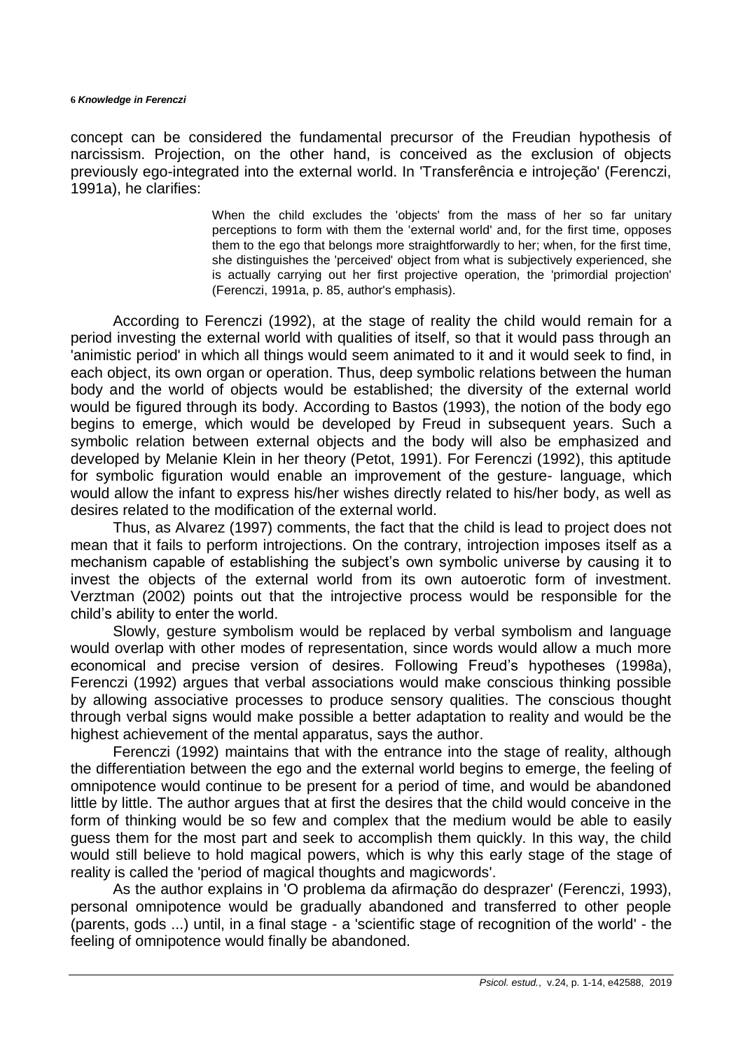concept can be considered the fundamental precursor of the Freudian hypothesis of narcissism. Projection, on the other hand, is conceived as the exclusion of objects previously ego-integrated into the external world. In 'Transferência e introjeção' (Ferenczi, 1991a), he clarifies:

> When the child excludes the 'objects' from the mass of her so far unitary perceptions to form with them the 'external world' and, for the first time, opposes them to the ego that belongs more straightforwardly to her; when, for the first time, she distinguishes the 'perceived' object from what is subjectively experienced, she is actually carrying out her first projective operation, the 'primordial projection' (Ferenczi, 1991a, p. 85, author's emphasis).

According to Ferenczi (1992), at the stage of reality the child would remain for a period investing the external world with qualities of itself, so that it would pass through an 'animistic period' in which all things would seem animated to it and it would seek to find, in each object, its own organ or operation. Thus, deep symbolic relations between the human body and the world of objects would be established; the diversity of the external world would be figured through its body. According to Bastos (1993), the notion of the body ego begins to emerge, which would be developed by Freud in subsequent years. Such a symbolic relation between external objects and the body will also be emphasized and developed by Melanie Klein in her theory (Petot, 1991). For Ferenczi (1992), this aptitude for symbolic figuration would enable an improvement of the gesture- language, which would allow the infant to express his/her wishes directly related to his/her body, as well as desires related to the modification of the external world.

Thus, as Alvarez (1997) comments, the fact that the child is lead to project does not mean that it fails to perform introjections. On the contrary, introjection imposes itself as a mechanism capable of establishing the subject's own symbolic universe by causing it to invest the objects of the external world from its own autoerotic form of investment. Verztman (2002) points out that the introjective process would be responsible for the child's ability to enter the world.

Slowly, gesture symbolism would be replaced by verbal symbolism and language would overlap with other modes of representation, since words would allow a much more economical and precise version of desires. Following Freud's hypotheses (1998a), Ferenczi (1992) argues that verbal associations would make conscious thinking possible by allowing associative processes to produce sensory qualities. The conscious thought through verbal signs would make possible a better adaptation to reality and would be the highest achievement of the mental apparatus, says the author.

Ferenczi (1992) maintains that with the entrance into the stage of reality, although the differentiation between the ego and the external world begins to emerge, the feeling of omnipotence would continue to be present for a period of time, and would be abandoned little by little. The author argues that at first the desires that the child would conceive in the form of thinking would be so few and complex that the medium would be able to easily guess them for the most part and seek to accomplish them quickly. In this way, the child would still believe to hold magical powers, which is why this early stage of the stage of reality is called the 'period of magical thoughts and magicwords'.

As the author explains in 'O problema da afirmação do desprazer' (Ferenczi, 1993), personal omnipotence would be gradually abandoned and transferred to other people (parents, gods ...) until, in a final stage - a 'scientific stage of recognition of the world' - the feeling of omnipotence would finally be abandoned.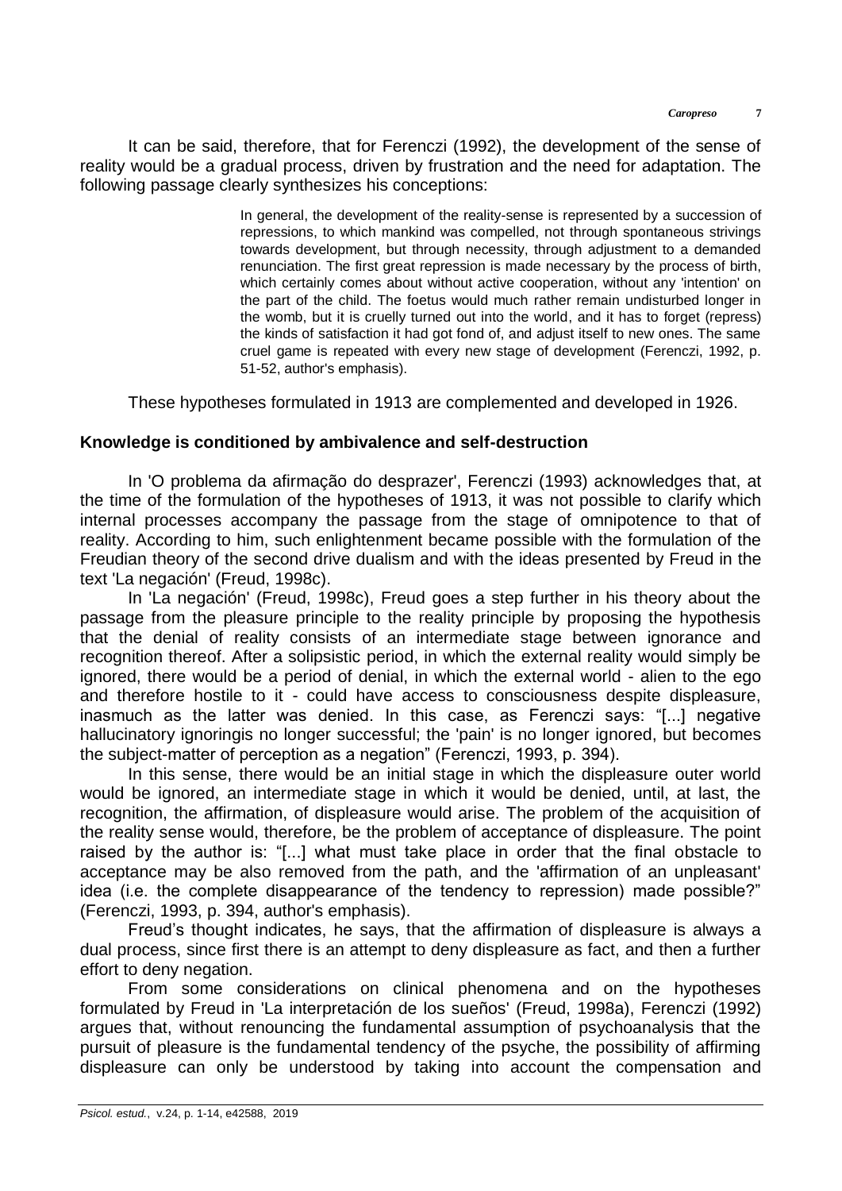It can be said, therefore, that for Ferenczi (1992), the development of the sense of reality would be a gradual process, driven by frustration and the need for adaptation. The following passage clearly synthesizes his conceptions:

> In general, the development of the reality-sense is represented by a succession of repressions, to which mankind was compelled, not through spontaneous strivings towards development, but through necessity, through adjustment to a demanded renunciation. The first great repression is made necessary by the process of birth, which certainly comes about without active cooperation, without any 'intention' on the part of the child. The foetus would much rather remain undisturbed longer in the womb, but it is cruelly turned out into the world, and it has to forget (repress) the kinds of satisfaction it had got fond of, and adjust itself to new ones. The same cruel game is repeated with every new stage of development (Ferenczi, 1992, p. 51-52, author's emphasis).

These hypotheses formulated in 1913 are complemented and developed in 1926.

## Knowledge is conditioned by ambivalence and self-destruction

In 'O problema da afirmação do desprazer', Ferenczi (1993) acknowledges that, at the time of the formulation of the hypotheses of 1913, it was not possible to clarify which internal processes accompany the passage from the stage of omnipotence to that of reality. According to him, such enlightenment became possible with the formulation of the Freudian theory of the second drive dualism and with the ideas presented by Freud in the text 'La negación' (Freud, 1998c).

In 'La negación' (Freud, 1998c), Freud goes a step further in his theory about the passage from the pleasure principle to the reality principle by proposing the hypothesis that the denial of reality consists of an intermediate stage between ignorance and recognition thereof. After a solipsistic period, in which the external reality would simply be ignored, there would be a period of denial, in which the external world - alien to the ego and therefore hostile to it - could have access to consciousness despite displeasure, inasmuch as the latter was denied. In this case, as Ferenczi says: "[...] negative hallucinatory ignoringis no longer successful; the 'pain' is no longer ignored, but becomes the subject-matter of perception as a negation" (Ferenczi, 1993, p. 394).

In this sense, there would be an initial stage in which the displeasure outer world would be ignored, an intermediate stage in which it would be denied, until, at last, the recognition, the affirmation, of displeasure would arise. The problem of the acquisition of the reality sense would, therefore, be the problem of acceptance of displeasure. The point raised by the author is: "[...] what must take place in order that the final obstacle to acceptance may be also removed from the path, and the 'affirmation of an unpleasant' idea (i.e. the complete disappearance of the tendency to repression) made possible?" (Ferenczi, 1993, p. 394, author's emphasis).

Freud's thought indicates, he says, that the affirmation of displeasure is always a dual process, since first there is an attempt to deny displeasure as fact, and then a further effort to deny negation.

From some considerations on clinical phenomena and on the hypotheses formulated by Freud in 'La interpretación de los sueños' (Freud, 1998a), Ferenczi (1992) argues that, without renouncing the fundamental assumption of psychoanalysis that the pursuit of pleasure is the fundamental tendency of the psyche, the possibility of affirming displeasure can only be understood by taking into account the compensation and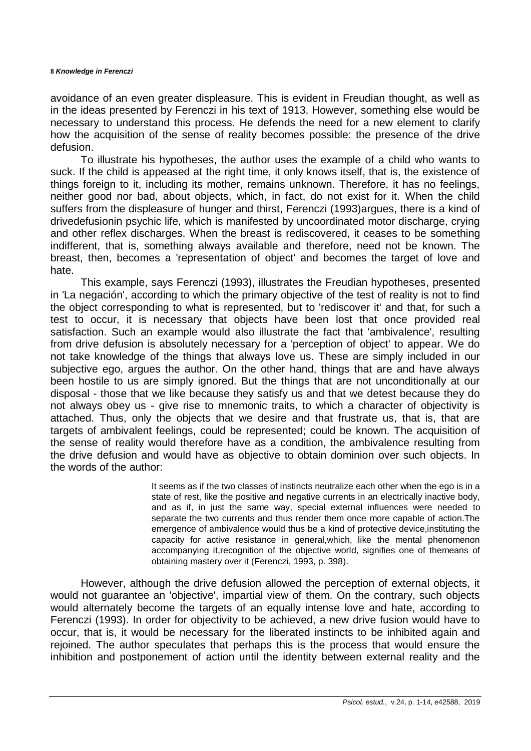avoidance of an even greater displeasure. This is evident in Freudian thought, as well as in the ideas presented by Ferenczi in his text of 1913. However, something else would be necessary to understand this process. He defends the need for a new element to clarify how the acquisition of the sense of reality becomes possible: the presence of the drive defusion.

To illustrate his hypotheses, the author uses the example of a child who wants to suck. If the child is appeased at the right time, it only knows itself, that is, the existence of things foreign to it, including its mother, remains unknown. Therefore, it has no feelings, neither good nor bad, about objects, which, in fact, do not exist for it. When the child suffers from the displeasure of hunger and thirst, Ferenczi (1993)argues, there is a kind of drivedefusionin psychic life, which is manifested by uncoordinated motor discharge, crying and other reflex discharges. When the breast is rediscovered, it ceases to be something indifferent, that is, something always available and therefore, need not be known. The breast, then, becomes a 'representation of object' and becomes the target of love and hate.

This example, says Ferenczi (1993), illustrates the Freudian hypotheses, presented in 'La negación', according to which the primary objective of the test of reality is not to find the object corresponding to what is represented, but to 'rediscover it' and that, for such a test to occur, it is necessary that objects have been lost that once provided real satisfaction. Such an example would also illustrate the fact that 'ambivalence', resulting from drive defusion is absolutely necessary for a 'perception of object' to appear. We do not take knowledge of the things that always love us. These are simply included in our subjective ego, argues the author. On the other hand, things that are and have always been hostile to us are simply ignored. But the things that are not unconditionally at our disposal - those that we like because they satisfy us and that we detest because they do not always obey us - give rise to mnemonic traits, to which a character of objectivity is attached. Thus, only the objects that we desire and that frustrate us, that is, that are targets of ambivalent feelings, could be represented; could be known. The acquisition of the sense of reality would therefore have as a condition, the ambivalence resulting from the drive defusion and would have as objective to obtain dominion over such objects. In the words of the author:

> It seems as if the two classes of instincts neutralize each other when the ego is in a state of rest, like the positive and negative currents in an electrically inactive body, and as if, in just the same way, special external influences were needed to separate the two currents and thus render them once more capable of action.The emergence of ambivalence would thus be a kind of protective device,instituting the capacity for active resistance in general,which, like the mental phenomenon accompanying it,recognition of the objective world, signifies one of themeans of obtaining mastery over it (Ferenczi, 1993, p. 398).

However, although the drive defusion allowed the perception of external objects, it would not guarantee an 'objective', impartial view of them. On the contrary, such objects would alternately become the targets of an equally intense love and hate, according to Ferenczi (1993). In order for objectivity to be achieved, a new drive fusion would have to occur, that is, it would be necessary for the liberated instincts to be inhibited again and rejoined. The author speculates that perhaps this is the process that would ensure the inhibition and postponement of action until the identity between external reality and the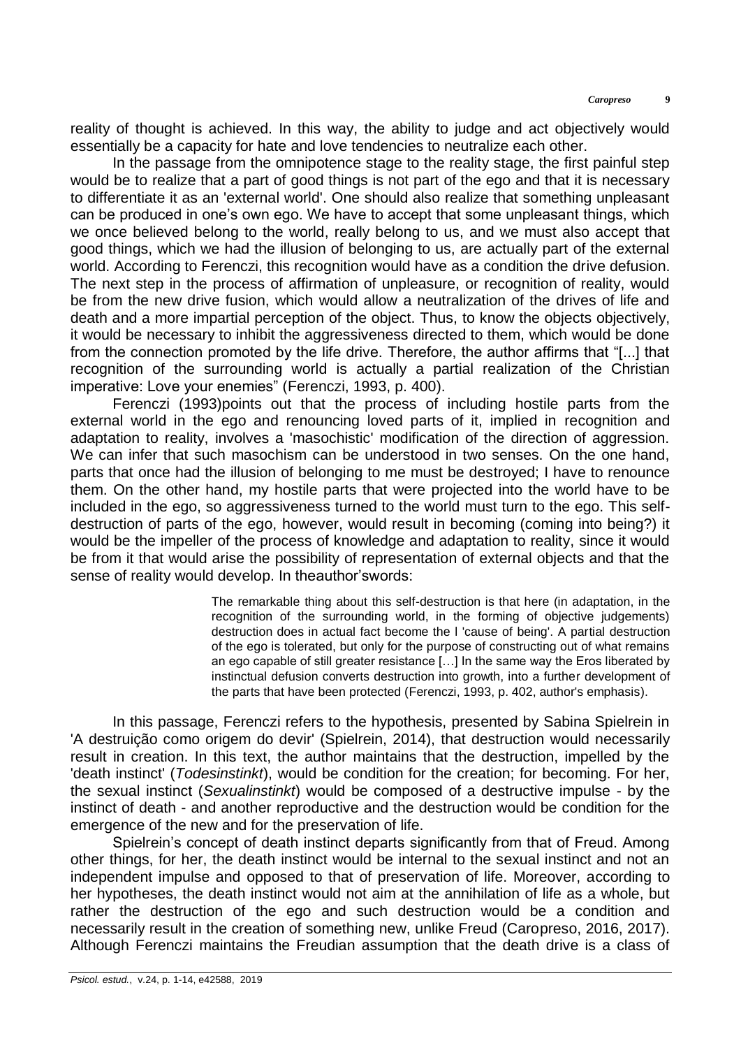reality of thought is achieved. In this way, the ability to judge and act objectively would essentially be a capacity for hate and love tendencies to neutralize each other.

In the passage from the omnipotence stage to the reality stage, the first painful step would be to realize that a part of good things is not part of the ego and that it is necessary to differentiate it as an 'external world'. One should also realize that something unpleasant can be produced in one's own ego. We have to accept that some unpleasant things, which we once believed belong to the world, really belong to us, and we must also accept that good things, which we had the illusion of belonging to us, are actually part of the external world. According to Ferenczi, this recognition would have as a condition the drive defusion. The next step in the process of affirmation of unpleasure, or recognition of reality, would be from the new drive fusion, which would allow a neutralization of the drives of life and death and a more impartial perception of the object. Thus, to know the objects objectively, it would be necessary to inhibit the aggressiveness directed to them, which would be done from the connection promoted by the life drive. Therefore, the author affirms that "[...] that recognition of the surrounding world is actually a partial realization of the Christian imperative: Love your enemies" (Ferenczi, 1993, p. 400).

Ferenczi (1993)points out that the process of including hostile parts from the external world in the ego and renouncing loved parts of it, implied in recognition and adaptation to reality, involves a 'masochistic' modification of the direction of aggression. We can infer that such masochism can be understood in two senses. On the one hand, parts that once had the illusion of belonging to me must be destroyed; I have to renounce them. On the other hand, my hostile parts that were projected into the world have to be included in the ego, so aggressiveness turned to the world must turn to the ego. This self-destruction of parts of the ego, however, would result in becoming (coming into being?) it would be the impeller of the process of knowledge and adaptation to reality, since it would be from it that would arise the possibility of representation of external objects and that the sense of reality would develop. In theauthor'swords:

> The remarkable thing about this self-destruction is that here (in adaptation, in the recognition of the surrounding world, in the forming of objective judgements) destruction does in actual fact become the l 'cause of being'. A partial destruction of the ego is tolerated, but only for the purpose of constructing out of what remains an ego capable of still greater resistance […] In the same way the Eros liberated by instinctual defusion converts destruction into growth, into a further development of the parts that have been protected (Ferenczi, 1993, p. 402, author's emphasis).

In this passage, Ferenczi refers to the hypothesis, presented by Sabina Spielrein in 'A destruição como origem do devir' (Spielrein, 2014), that destruction would necessarily result in creation. In this text, the author maintains that the destruction, impelled by the 'death instinct' (*Todesinstinkt*), would be condition for the creation; for becoming. For her, the sexual instinct (*Sexualinstinkt*) would be composed of a destructive impulse - by the instinct of death - and another reproductive and the destruction would be condition for the emergence of the new and for the preservation of life.

Spielrein's concept of death instinct departs significantly from that of Freud. Among other things, for her, the death instinct would be internal to the sexual instinct and not an independent impulse and opposed to that of preservation of life. Moreover, according to her hypotheses, the death instinct would not aim at the annihilation of life as a whole, but rather the destruction of the ego and such destruction would be a condition and necessarily result in the creation of something new, unlike Freud (Caropreso, 2016, 2017). Although Ferenczi maintains the Freudian assumption that the death drive is a class of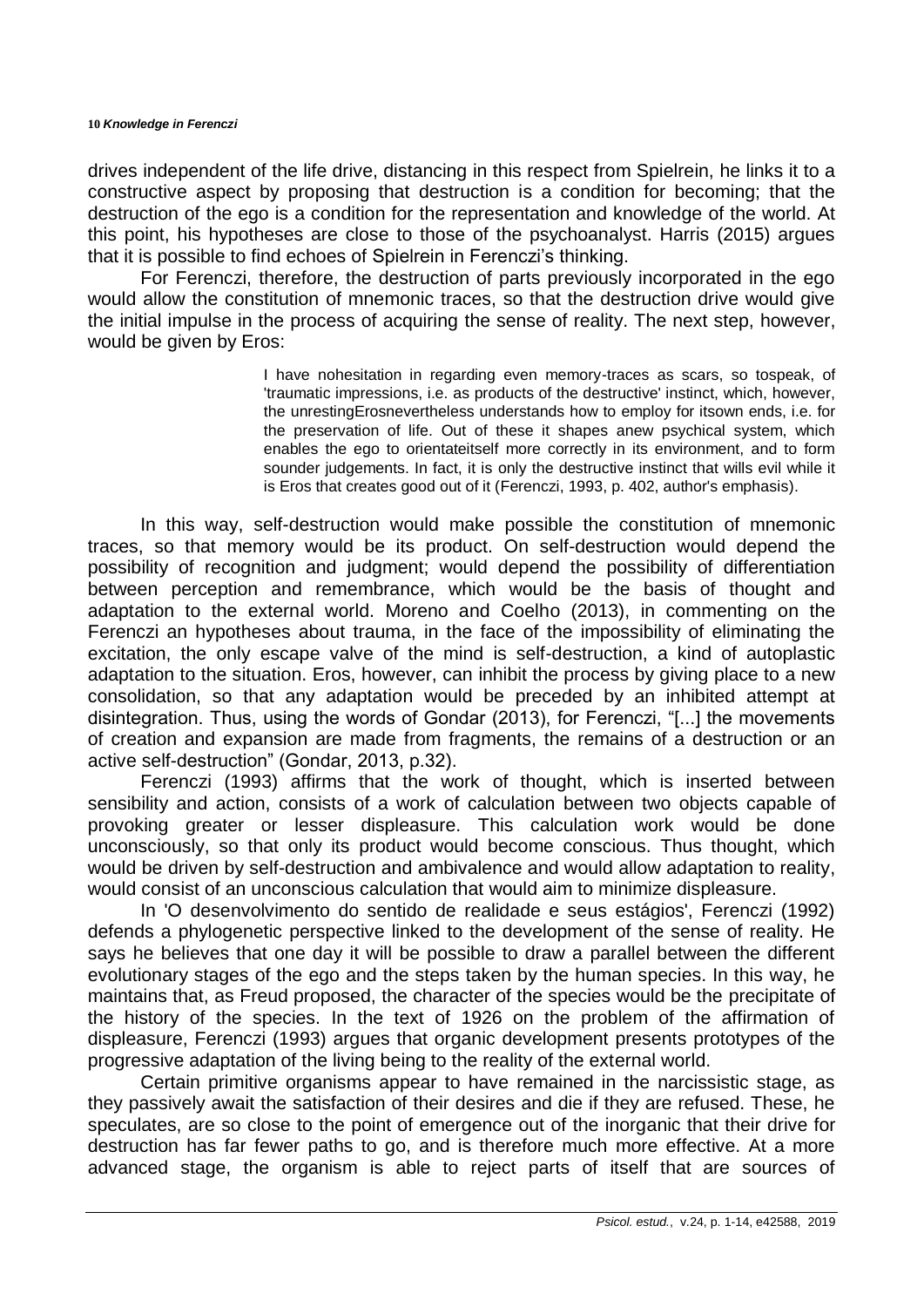drives independent of the life drive, distancing in this respect from Spielrein, he links it to a constructive aspect by proposing that destruction is a condition for becoming; that the destruction of the ego is a condition for the representation and knowledge of the world. At this point, his hypotheses are close to those of the psychoanalyst. Harris (2015) argues that it is possible to find echoes of Spielrein in Ferenczi's thinking.

For Ferenczi, therefore, the destruction of parts previously incorporated in the ego would allow the constitution of mnemonic traces, so that the destruction drive would give the initial impulse in the process of acquiring the sense of reality. The next step, however, would be given by Eros:

> I have nohesitation in regarding even memory-traces as scars, so tospeak, of 'traumatic impressions, i.e. as products of the destructive' instinct, which, however, the unrestingErosnevertheless understands how to employ for itsown ends, i.e. for the preservation of life. Out of these it shapes anew psychical system, which enables the ego to orientateitself more correctly in its environment, and to form sounder judgements. In fact, it is only the destructive instinct that wills evil while it is Eros that creates good out of it (Ferenczi, 1993, p. 402, author's emphasis).

In this way, self-destruction would make possible the constitution of mnemonic traces, so that memory would be its product. On self-destruction would depend the possibility of recognition and judgment; would depend the possibility of differentiation between perception and remembrance, which would be the basis of thought and adaptation to the external world. Moreno and Coelho (2013), in commenting on the Ferenczi an hypotheses about trauma, in the face of the impossibility of eliminating the excitation, the only escape valve of the mind is self-destruction, a kind of autoplastic adaptation to the situation. Eros, however, can inhibit the process by giving place to a new consolidation, so that any adaptation would be preceded by an inhibited attempt at disintegration. Thus, using the words of Gondar (2013), for Ferenczi, "[...] the movements of creation and expansion are made from fragments, the remains of a destruction or an active self-destruction" (Gondar, 2013, p.32).

Ferenczi (1993) affirms that the work of thought, which is inserted between sensibility and action, consists of a work of calculation between two objects capable of provoking greater or lesser displeasure. This calculation work would be done unconsciously, so that only its product would become conscious. Thus thought, which would be driven by self-destruction and ambivalence and would allow adaptation to reality, would consist of an unconscious calculation that would aim to minimize displeasure.

In 'O desenvolvimento do sentido de realidade e seus estágios', Ferenczi (1992) defends a phylogenetic perspective linked to the development of the sense of reality. He says he believes that one day it will be possible to draw a parallel between the different evolutionary stages of the ego and the steps taken by the human species. In this way, he maintains that, as Freud proposed, the character of the species would be the precipitate of the history of the species. In the text of 1926 on the problem of the affirmation of displeasure, Ferenczi (1993) argues that organic development presents prototypes of the progressive adaptation of the living being to the reality of the external world.

Certain primitive organisms appear to have remained in the narcissistic stage, as they passively await the satisfaction of their desires and die if they are refused. These, he speculates, are so close to the point of emergence out of the inorganic that their drive for destruction has far fewer paths to go, and is therefore much more effective. At a more advanced stage, the organism is able to reject parts of itself that are sources of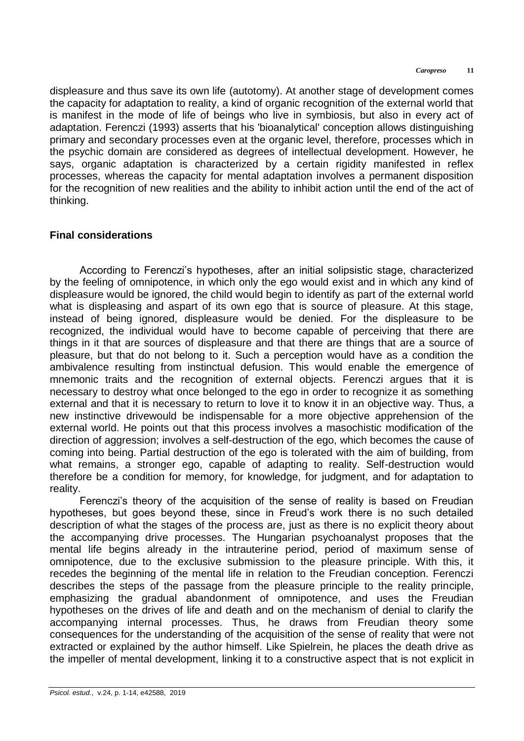displeasure and thus save its own life (autotomy). At another stage of development comes the capacity for adaptation to reality, a kind of organic recognition of the external world that is manifest in the mode of life of beings who live in symbiosis, but also in every act of adaptation. Ferenczi (1993) asserts that his 'bioanalytical' conception allows distinguishing primary and secondary processes even at the organic level, therefore, processes which in the psychic domain are considered as degrees of intellectual development. However, he says, organic adaptation is characterized by a certain rigidity manifested in reflex processes, whereas the capacity for mental adaptation involves a permanent disposition for the recognition of new realities and the ability to inhibit action until the end of the act of thinking.

## Final considerations

According to Ferenczi's hypotheses, after an initial solipsistic stage, characterized by the feeling of omnipotence, in which only the ego would exist and in which any kind of displeasure would be ignored, the child would begin to identify as part of the external world what is displeasing and aspart of its own ego that is source of pleasure. At this stage, instead of being ignored, displeasure would be denied. For the displeasure to be recognized, the individual would have to become capable of perceiving that there are things in it that are sources of displeasure and that there are things that are a source of pleasure, but that do not belong to it. Such a perception would have as a condition the ambivalence resulting from instinctual defusion. This would enable the emergence of mnemonic traits and the recognition of external objects. Ferenczi argues that it is necessary to destroy what once belonged to the ego in order to recognize it as something external and that it is necessary to return to love it to know it in an objective way. Thus, a new instinctive drivewould be indispensable for a more objective apprehension of the external world. He points out that this process involves a masochistic modification of the direction of aggression; involves a self-destruction of the ego, which becomes the cause of coming into being. Partial destruction of the ego is tolerated with the aim of building, from what remains, a stronger ego, capable of adapting to reality. Self-destruction would therefore be a condition for memory, for knowledge, for judgment, and for adaptation to reality.

Ferenczi's theory of the acquisition of the sense of reality is based on Freudian hypotheses, but goes beyond these, since in Freud's work there is no such detailed description of what the stages of the process are, just as there is no explicit theory about the accompanying drive processes. The Hungarian psychoanalyst proposes that the mental life begins already in the intrauterine period, period of maximum sense of omnipotence, due to the exclusive submission to the pleasure principle. With this, it recedes the beginning of the mental life in relation to the Freudian conception. Ferenczi describes the steps of the passage from the pleasure principle to the reality principle, emphasizing the gradual abandonment of omnipotence, and uses the Freudian hypotheses on the drives of life and death and on the mechanism of denial to clarify the accompanying internal processes. Thus, he draws from Freudian theory some consequences for the understanding of the acquisition of the sense of reality that were not extracted or explained by the author himself. Like Spielrein, he places the death drive as the impeller of mental development, linking it to a constructive aspect that is not explicit in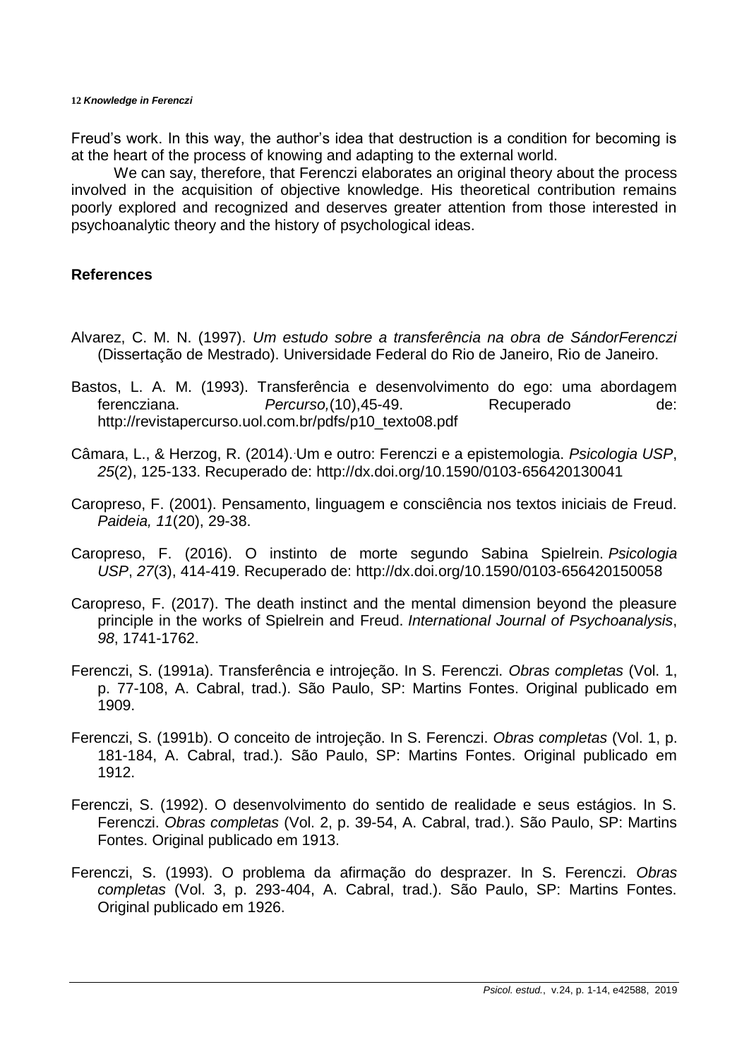Freud's work. In this way, the author's idea that destruction is a condition for becoming is at the heart of the process of knowing and adapting to the external world.

We can say, therefore, that Ferenczi elaborates an original theory about the process involved in the acquisition of objective knowledge. His theoretical contribution remains poorly explored and recognized and deserves greater attention from those interested in psychoanalytic theory and the history of psychological ideas.

## References

Alvarez, C. M. N. (1997). *Um estudo sobre a transferência na obra de SándorFerenczi* (Dissertação de Mestrado). Universidade Federal do Rio de Janeiro, Rio de Janeiro.

Bastos, L. A. M. (1993). Transferência e desenvolvimento do ego: uma abordagem ferencziana. *Percurso,*(10),45-49. Recuperado de: http://revistapercurso.uol.com.br/pdfs/p10_texto08.pdf

Câmara, L., & Herzog, R. (2014). Um e outro: Ferenczi e a epistemologia. *Psicologia USP*, *25*(2), 125-133. Recuperado de: http://dx.doi.org/10.1590/0103-656420130041

Caropreso, F. (2001). Pensamento, linguagem e consciência nos textos iniciais de Freud. *Paideia, 11*(20), 29-38.

Caropreso, F. (2016). O instinto de morte segundo Sabina Spielrein. *Psicologia USP*, *27*(3), 414-419. Recuperado de: http://dx.doi.org/10.1590/0103-656420150058

Caropreso, F. (2017). The death instinct and the mental dimension beyond the pleasure principle in the works of Spielrein and Freud. *International Journal of Psychoanalysis*, *98*, 1741-1762.

Ferenczi, S. (1991a). Transferência e introjeção. In S. Ferenczi. *Obras completas* (Vol. 1, p. 77-108, A. Cabral, trad.). São Paulo, SP: Martins Fontes. Original publicado em 1909.

Ferenczi, S. (1991b). O conceito de introjeção. In S. Ferenczi. *Obras completas* (Vol. 1, p. 181-184, A. Cabral, trad.). São Paulo, SP: Martins Fontes. Original publicado em 1912.

Ferenczi, S. (1992). O desenvolvimento do sentido de realidade e seus estágios. In S. Ferenczi. *Obras completas* (Vol. 2, p. 39-54, A. Cabral, trad.). São Paulo, SP: Martins Fontes. Original publicado em 1913.

Ferenczi, S. (1993). O problema da afirmação do desprazer. In S. Ferenczi. *Obras completas* (Vol. 3, p. 293-404, A. Cabral, trad.). São Paulo, SP: Martins Fontes. Original publicado em 1926.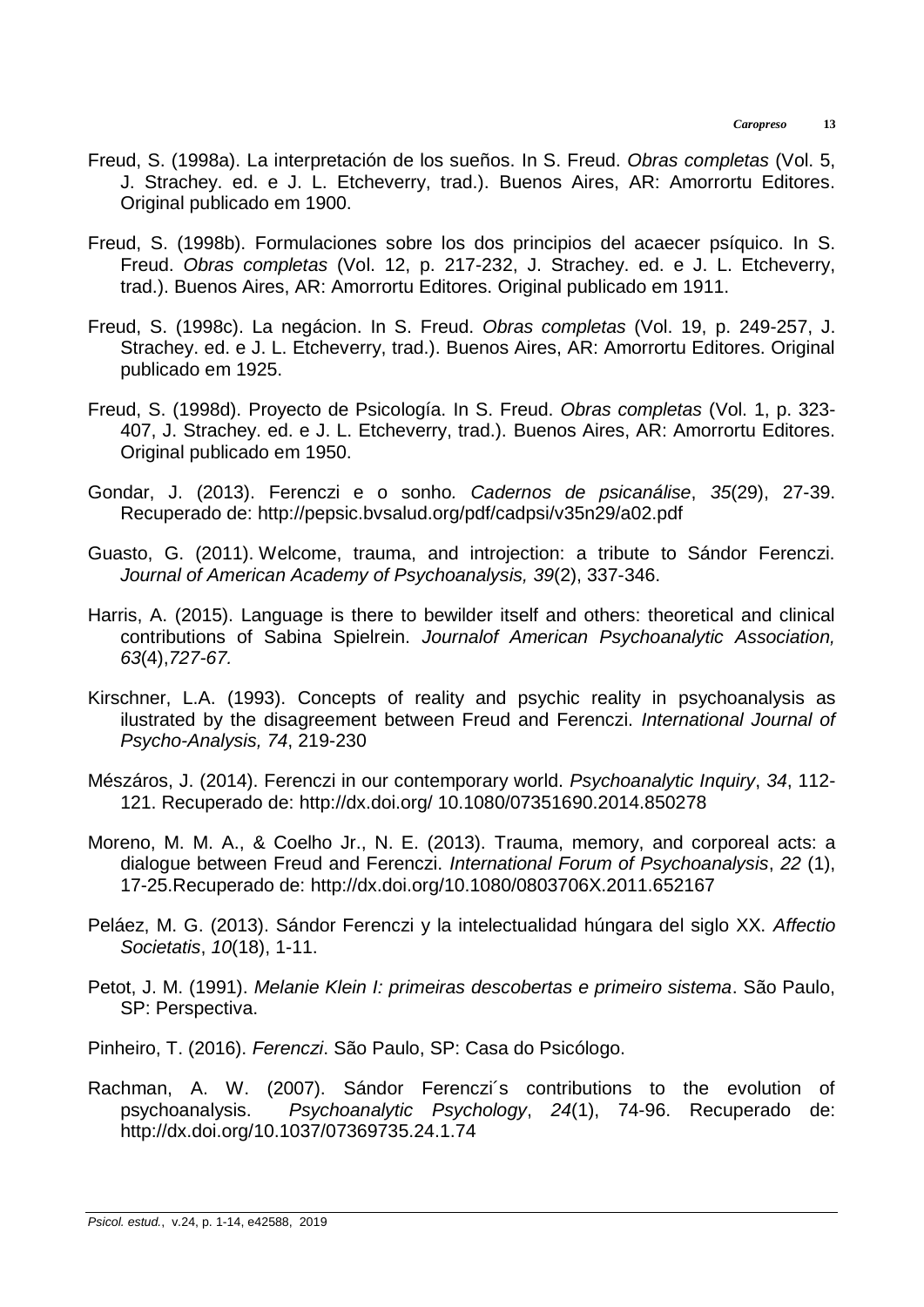Freud, S. (1998a). La interpretación de los sueños. In S. Freud. *Obras completas* (Vol. 5, J. Strachey. ed. e J. L. Etcheverry, trad.). Buenos Aires, AR: Amorrortu Editores. Original publicado em 1900.

Freud, S. (1998b). Formulaciones sobre los dos principios del acaecer psíquico. In S. Freud. *Obras completas* (Vol. 12, p. 217-232, J. Strachey. ed. e J. L. Etcheverry, trad.). Buenos Aires, AR: Amorrortu Editores. Original publicado em 1911.

Freud, S. (1998c). La negácion. In S. Freud. *Obras completas* (Vol. 19, p. 249-257, J. Strachey. ed. e J. L. Etcheverry, trad.). Buenos Aires, AR: Amorrortu Editores. Original publicado em 1925.

Freud, S. (1998d). Proyecto de Psicología. In S. Freud. *Obras completas* (Vol. 1, p. 323-407, J. Strachey. ed. e J. L. Etcheverry, trad.). Buenos Aires, AR: Amorrortu Editores. Original publicado em 1950.

Gondar, J. (2013). Ferenczi e o sonho*. Cadernos de psicanálise*, *35*(29), 27-39. Recuperado de: http://pepsic.bvsalud.org/pdf/cadpsi/v35n29/a02.pdf

Guasto, G. (2011). Welcome, trauma, and introjection: a tribute to Sándor Ferenczi. *Journal of American Academy of Psychoanalysis, 39*(2), 337-346.

Harris, A. (2015). Language is there to bewilder itself and others: theoretical and clinical contributions of Sabina Spielrein. *Journalof American Psychoanalytic Association, 63*(4),*727-67.*

Kirschner, L.A. (1993). Concepts of reality and psychic reality in psychoanalysis as ilustrated by the disagreement between Freud and Ferenczi. *International Journal of Psycho-Analysis, 74*, 219-230

Mészáros, J. (2014). Ferenczi in our contemporary world*. Psychoanalytic Inquiry*, *34*, 112-121. Recuperado de: http://dx.doi.org/ 10.1080/07351690.2014.850278

Moreno, M. M. A., & Coelho Jr., N. E. (2013). Trauma, memory, and corporeal acts: a dialogue between Freud and Ferenczi. *International Forum of Psychoanalysis*, *22* (1), 17-25.Recuperado de: http://dx.doi.org/10.1080/0803706X.2011.652167

Peláez, M. G. (2013). Sándor Ferenczi y la intelectualidad húngara del siglo XX*. Affectio Societatis*, *10*(18), 1-11.

Petot, J. M. (1991). *Melanie Klein I: primeiras descobertas e primeiro sistema*. São Paulo, SP: Perspectiva.

Pinheiro, T. (2016). *Ferenczi*. São Paulo, SP: Casa do Psicólogo.

Rachman, A. W. (2007). Sándor Ferenczi´s contributions to the evolution of psychoanalysis. *Psychoanalytic Psychology*, *24*(1), 74-96. Recuperado de: http://dx.doi.org/10.1037/07369735.24.1.74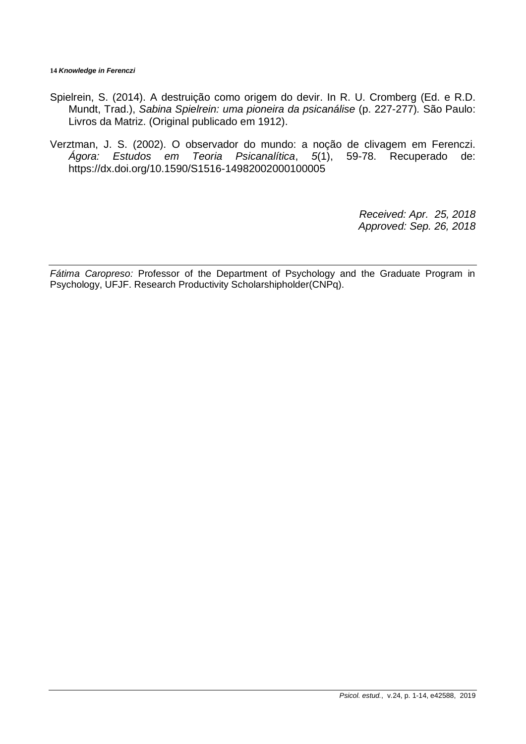Spielrein, S. (2014). A destruição como origem do devir. In R. U. Cromberg (Ed. e R.D. Mundt, Trad.), *Sabina Spielrein: uma pioneira da psicanálise* (p. 227-277). São Paulo: Livros da Matriz. (Original publicado em 1912).

Verztman, J. S. (2002). O observador do mundo: a noção de clivagem em Ferenczi. *Ágora: Estudos em Teoria Psicanalítica*, *5*(1), 59-78. Recuperado de: https://dx.doi.org/10.1590/S1516-14982002000100005

*Received: Apr. 25, 2018*
*Approved: Sep. 26, 2018*

---

*Fátima Caropreso:* Professor of the Department of Psychology and the Graduate Program in Psychology, UFJF. Research Productivity Scholarshipholder(CNPq).